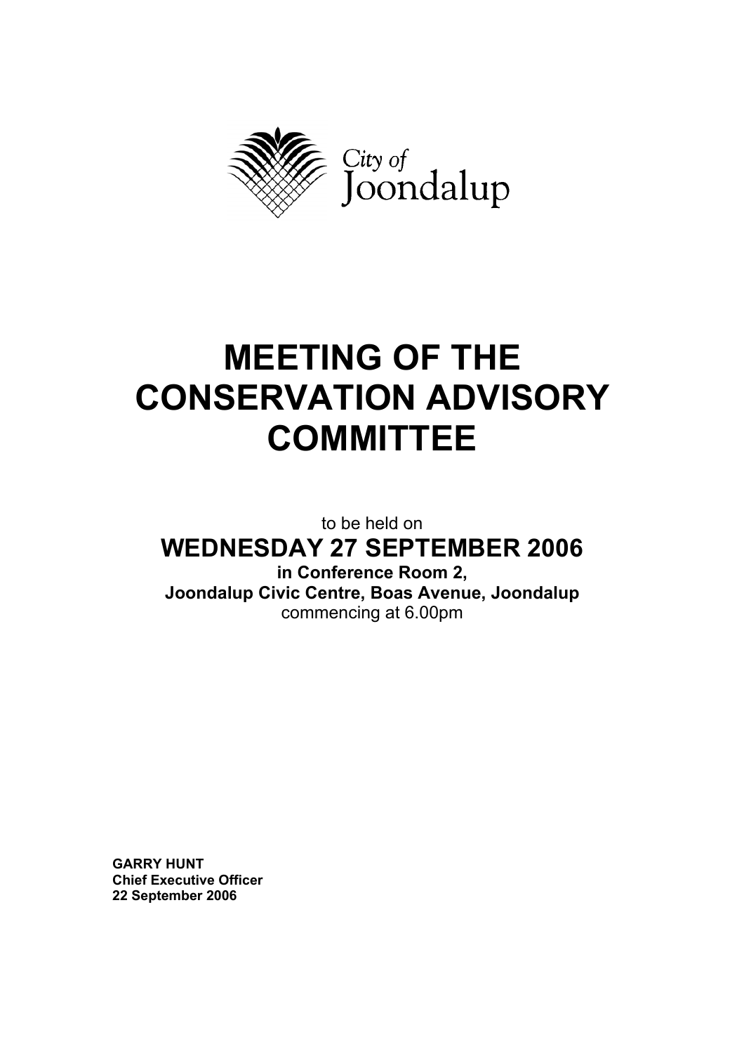City of Joondalup

# MEETING OF THE CONSERVATION ADVISORY COMMITTEE

to be held on

## WEDNESDAY 27 SEPTEMBER 2006

**in Conference Room 2,**
**Joondalup Civic Centre, Boas Avenue, Joondalup**
commencing at 6.00pm

**GARRY HUNT**
**Chief Executive Officer**
**22 September 2006**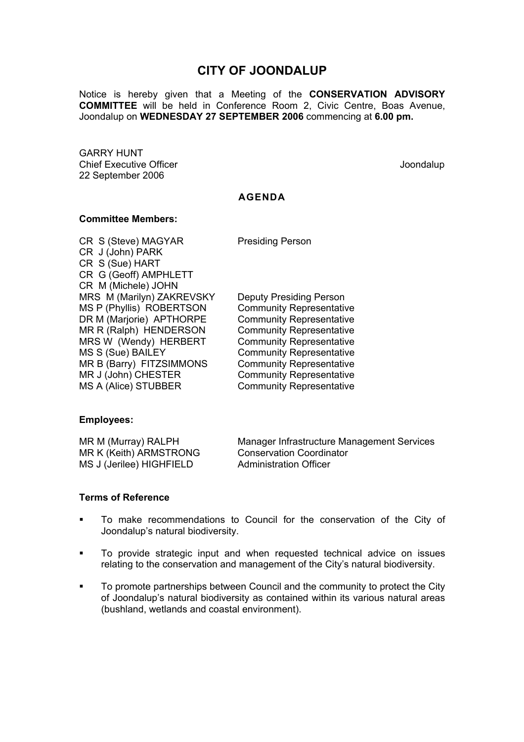# CITY OF JOONDALUP

Notice is hereby given that a Meeting of the **CONSERVATION ADVISORY COMMITTEE** will be held in Conference Room 2, Civic Centre, Boas Avenue, Joondalup on **WEDNESDAY 27 SEPTEMBER 2006** commencing at **6.00 pm.**

GARRY HUNT
Chief Executive Officer
22 September 2006

Joondalup

## AGENDA

**Committee Members:**

| | |
|---|---|
| CR S (Steve) MAGYAR | Presiding Person |
| CR J (John) PARK | |
| CR S (Sue) HART | |
| CR G (Geoff) AMPHLETT | |
| CR M (Michele) JOHN | |
| MRS M (Marilyn) ZAKREVSKY | Deputy Presiding Person |
| MS P (Phyllis) ROBERTSON | Community Representative |
| DR M (Marjorie) APTHORPE | Community Representative |
| MR R (Ralph) HENDERSON | Community Representative |
| MRS W (Wendy) HERBERT | Community Representative |
| MS S (Sue) BAILEY | Community Representative |
| MR B (Barry) FITZSIMMONS | Community Representative |
| MR J (John) CHESTER | Community Representative |
| MS A (Alice) STUBBER | Community Representative |

**Employees:**

| | |
|---|---|
| MR M (Murray) RALPH | Manager Infrastructure Management Services |
| MR K (Keith) ARMSTRONG | Conservation Coordinator |
| MS J (Jerilee) HIGHFIELD | Administration Officer |

**Terms of Reference**

- To make recommendations to Council for the conservation of the City of Joondalup's natural biodiversity.
- To provide strategic input and when requested technical advice on issues relating to the conservation and management of the City's natural biodiversity.
- To promote partnerships between Council and the community to protect the City of Joondalup's natural biodiversity as contained within its various natural areas (bushland, wetlands and coastal environment).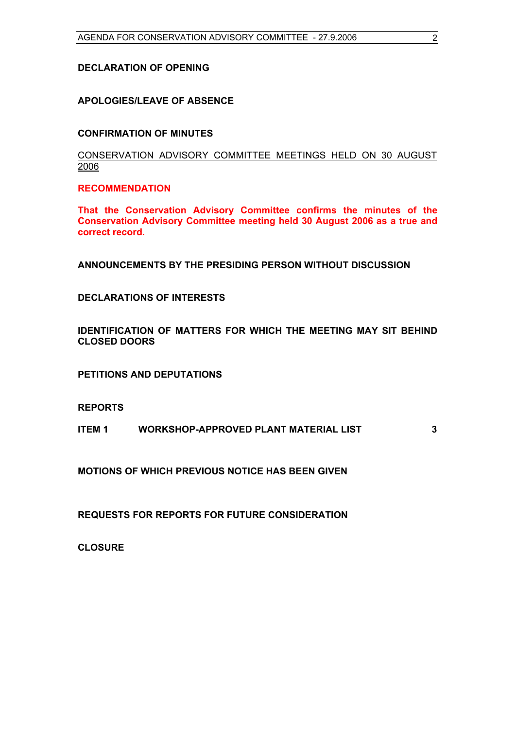**DECLARATION OF OPENING**

**APOLOGIES/LEAVE OF ABSENCE**

**CONFIRMATION OF MINUTES**

CONSERVATION ADVISORY COMMITTEE MEETINGS HELD ON 30 AUGUST 2006

**RECOMMENDATION**

**That the Conservation Advisory Committee confirms the minutes of the Conservation Advisory Committee meeting held 30 August 2006 as a true and correct record.**

**ANNOUNCEMENTS BY THE PRESIDING PERSON WITHOUT DISCUSSION**

**DECLARATIONS OF INTERESTS**

**IDENTIFICATION OF MATTERS FOR WHICH THE MEETING MAY SIT BEHIND CLOSED DOORS**

**PETITIONS AND DEPUTATIONS**

**REPORTS**

| | | |
|---|---|---|
| **ITEM 1** | **WORKSHOP-APPROVED PLANT MATERIAL LIST** | **3** |

**MOTIONS OF WHICH PREVIOUS NOTICE HAS BEEN GIVEN**

**REQUESTS FOR REPORTS FOR FUTURE CONSIDERATION**

**CLOSURE**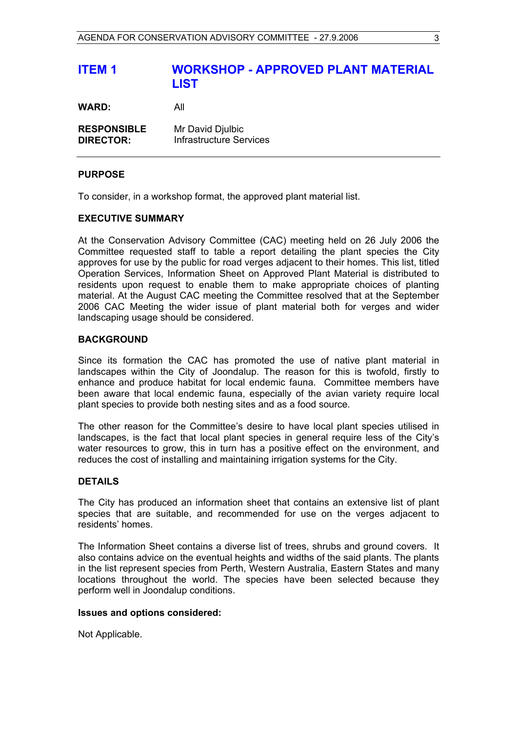# ITEM 1 WORKSHOP - APPROVED PLANT MATERIAL LIST

**WARD:** All

**RESPONSIBLE DIRECTOR:** Mr David Djulbic
Infrastructure Services

---

**PURPOSE**

To consider, in a workshop format, the approved plant material list.

**EXECUTIVE SUMMARY**

At the Conservation Advisory Committee (CAC) meeting held on 26 July 2006 the Committee requested staff to table a report detailing the plant species the City approves for use by the public for road verges adjacent to their homes. This list, titled Operation Services, Information Sheet on Approved Plant Material is distributed to residents upon request to enable them to make appropriate choices of planting material. At the August CAC meeting the Committee resolved that at the September 2006 CAC Meeting the wider issue of plant material both for verges and wider landscaping usage should be considered.

**BACKGROUND**

Since its formation the CAC has promoted the use of native plant material in landscapes within the City of Joondalup. The reason for this is twofold, firstly to enhance and produce habitat for local endemic fauna. Committee members have been aware that local endemic fauna, especially of the avian variety require local plant species to provide both nesting sites and as a food source.

The other reason for the Committee's desire to have local plant species utilised in landscapes, is the fact that local plant species in general require less of the City's water resources to grow, this in turn has a positive effect on the environment, and reduces the cost of installing and maintaining irrigation systems for the City.

**DETAILS**

The City has produced an information sheet that contains an extensive list of plant species that are suitable, and recommended for use on the verges adjacent to residents' homes.

The Information Sheet contains a diverse list of trees, shrubs and ground covers. It also contains advice on the eventual heights and widths of the said plants. The plants in the list represent species from Perth, Western Australia, Eastern States and many locations throughout the world. The species have been selected because they perform well in Joondalup conditions.

**Issues and options considered:**

Not Applicable.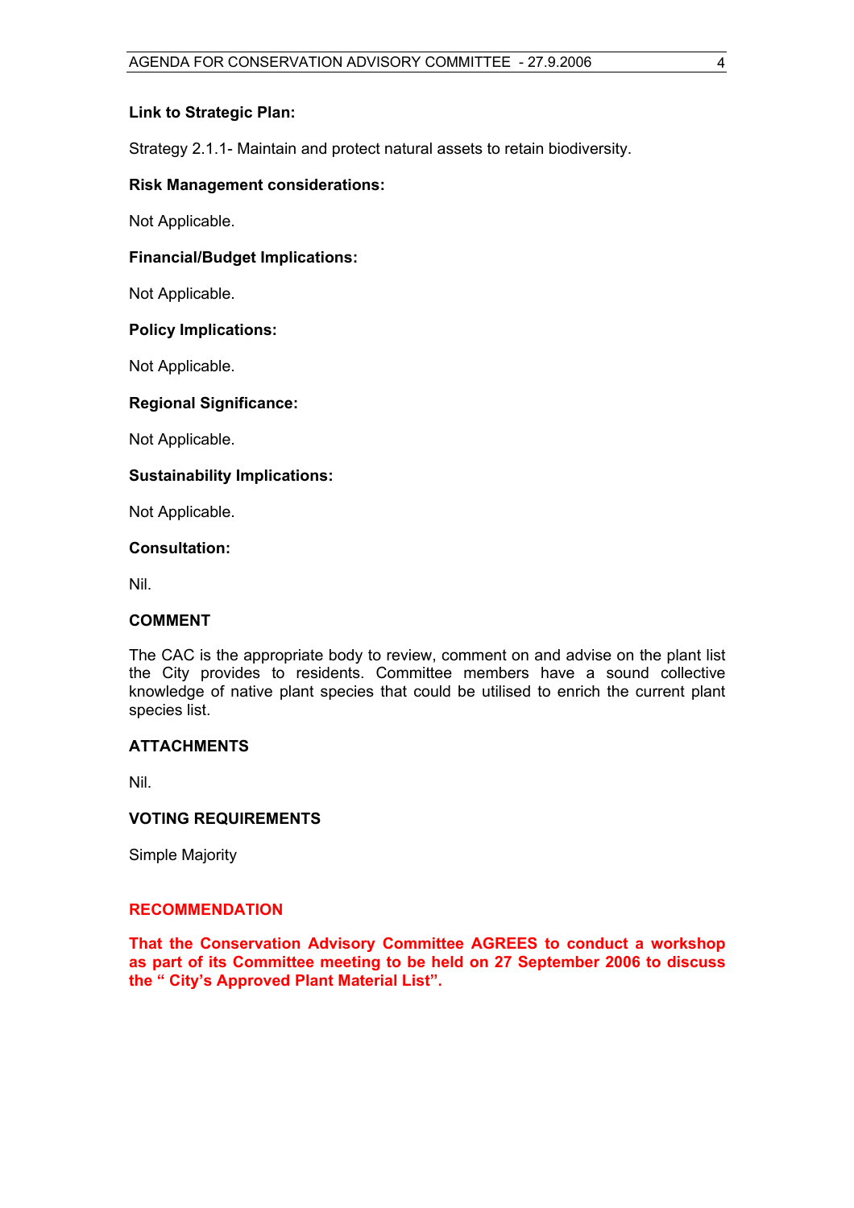**Link to Strategic Plan:**

Strategy 2.1.1- Maintain and protect natural assets to retain biodiversity.

**Risk Management considerations:**

Not Applicable.

**Financial/Budget Implications:**

Not Applicable.

**Policy Implications:**

Not Applicable.

**Regional Significance:**

Not Applicable.

**Sustainability Implications:**

Not Applicable.

**Consultation:**

Nil.

## COMMENT

The CAC is the appropriate body to review, comment on and advise on the plant list the City provides to residents. Committee members have a sound collective knowledge of native plant species that could be utilised to enrich the current plant species list.

## ATTACHMENTS

Nil.

## VOTING REQUIREMENTS

Simple Majority

## RECOMMENDATION

**That the Conservation Advisory Committee AGREES to conduct a workshop as part of its Committee meeting to be held on 27 September 2006 to discuss the " City's Approved Plant Material List".**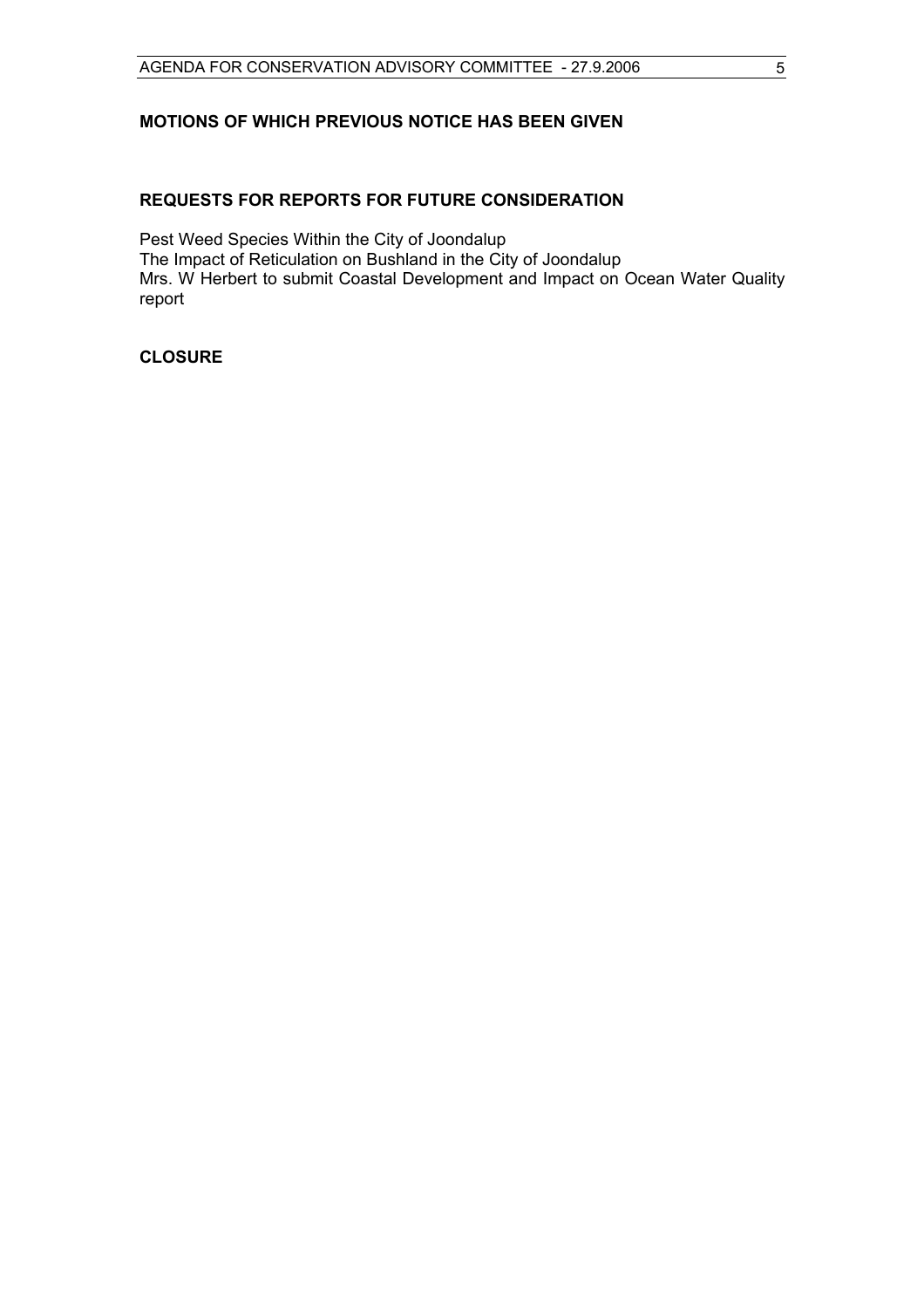## MOTIONS OF WHICH PREVIOUS NOTICE HAS BEEN GIVEN

## REQUESTS FOR REPORTS FOR FUTURE CONSIDERATION

Pest Weed Species Within the City of Joondalup
The Impact of Reticulation on Bushland in the City of Joondalup
Mrs. W Herbert to submit Coastal Development and Impact on Ocean Water Quality report

## CLOSURE